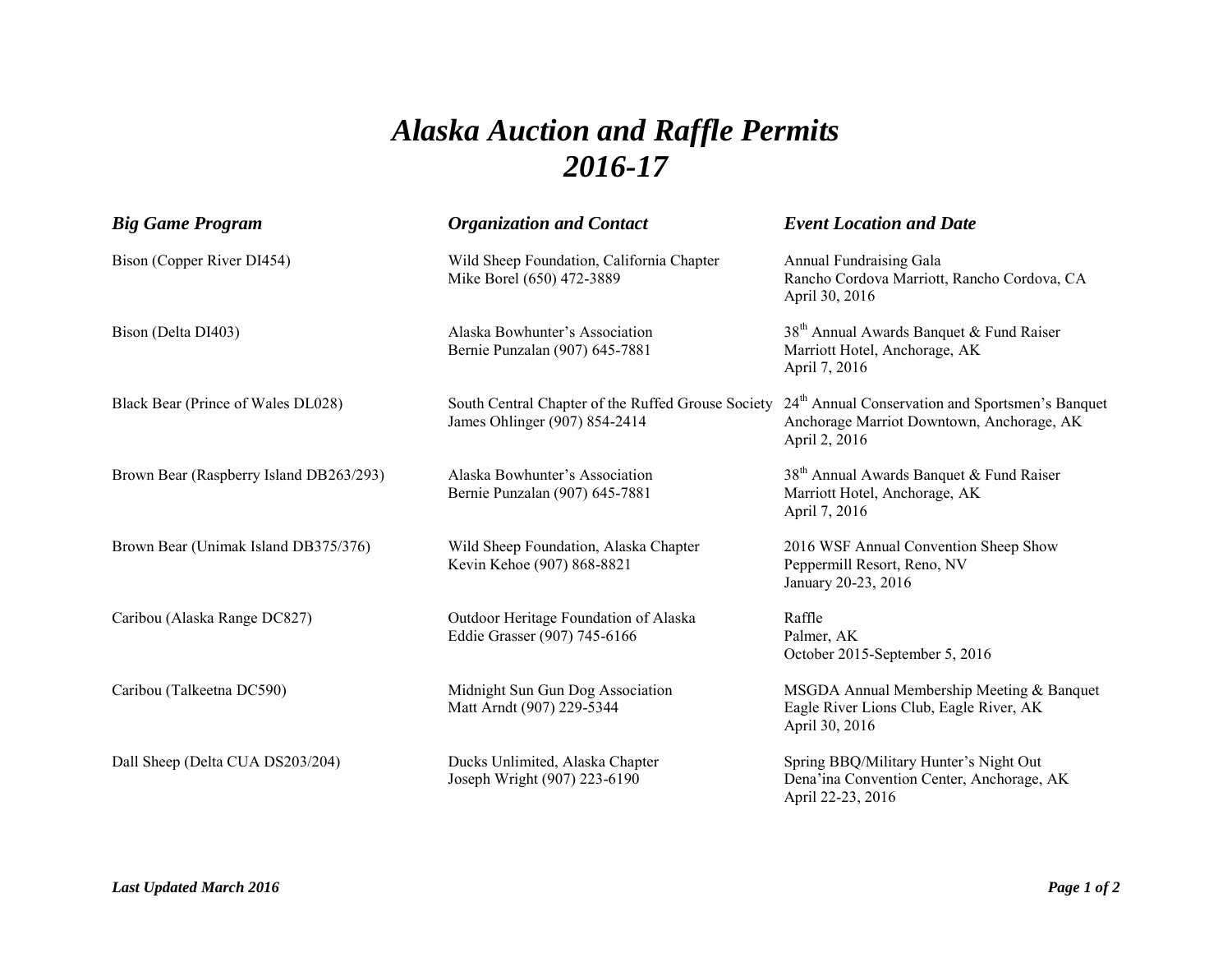# *Alaska Auction and Raffle Permits 2016-17*

| *Big Game Program* | *Organization and Contact* | *Event Location and Date* |
|---|---|---|
| Bison (Copper River DI454) | Wild Sheep Foundation, California Chapter<br>Mike Borel (650) 472-3889 | Annual Fundraising Gala<br>Rancho Cordova Marriott, Rancho Cordova, CA<br>April 30, 2016 |
| Bison (Delta DI403) | Alaska Bowhunter's Association<br>Bernie Punzalan (907) 645-7881 | 38th Annual Awards Banquet & Fund Raiser<br>Marriott Hotel, Anchorage, AK<br>April 7, 2016 |
| Black Bear (Prince of Wales DL028) | South Central Chapter of the Ruffed Grouse Society<br>James Ohlinger (907) 854-2414 | 24th Annual Conservation and Sportsmen's Banquet<br>Anchorage Marriot Downtown, Anchorage, AK<br>April 2, 2016 |
| Brown Bear (Raspberry Island DB263/293) | Alaska Bowhunter's Association<br>Bernie Punzalan (907) 645-7881 | 38th Annual Awards Banquet & Fund Raiser<br>Marriott Hotel, Anchorage, AK<br>April 7, 2016 |
| Brown Bear (Unimak Island DB375/376) | Wild Sheep Foundation, Alaska Chapter<br>Kevin Kehoe (907) 868-8821 | 2016 WSF Annual Convention Sheep Show<br>Peppermill Resort, Reno, NV<br>January 20-23, 2016 |
| Caribou (Alaska Range DC827) | Outdoor Heritage Foundation of Alaska<br>Eddie Grasser (907) 745-6166 | Raffle<br>Palmer, AK<br>October 2015-September 5, 2016 |
| Caribou (Talkeetna DC590) | Midnight Sun Gun Dog Association<br>Matt Arndt (907) 229-5344 | MSGDA Annual Membership Meeting & Banquet<br>Eagle River Lions Club, Eagle River, AK<br>April 30, 2016 |
| Dall Sheep (Delta CUA DS203/204) | Ducks Unlimited, Alaska Chapter<br>Joseph Wright (907) 223-6190 | Spring BBQ/Military Hunter's Night Out<br>Dena'ina Convention Center, Anchorage, AK<br>April 22-23, 2016 |

***Last Updated March 2016***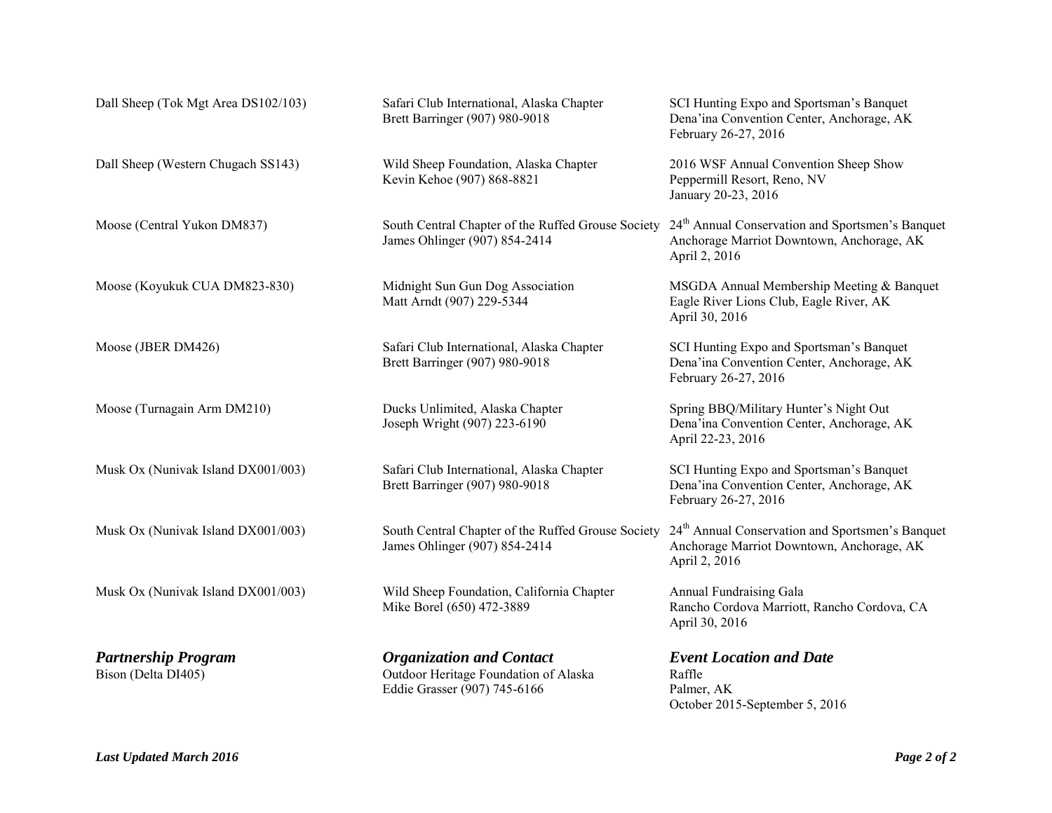| | | |
|---|---|---|
| Dall Sheep (Tok Mgt Area DS102/103) | Safari Club International, Alaska Chapter<br>Brett Barringer (907) 980-9018 | SCI Hunting Expo and Sportsman's Banquet<br>Dena'ina Convention Center, Anchorage, AK<br>February 26-27, 2016 |
| Dall Sheep (Western Chugach SS143) | Wild Sheep Foundation, Alaska Chapter<br>Kevin Kehoe (907) 868-8821 | 2016 WSF Annual Convention Sheep Show<br>Peppermill Resort, Reno, NV<br>January 20-23, 2016 |
| Moose (Central Yukon DM837) | South Central Chapter of the Ruffed Grouse Society<br>James Ohlinger (907) 854-2414 | 24th Annual Conservation and Sportsmen's Banquet<br>Anchorage Marriot Downtown, Anchorage, AK<br>April 2, 2016 |
| Moose (Koyukuk CUA DM823-830) | Midnight Sun Gun Dog Association<br>Matt Arndt (907) 229-5344 | MSGDA Annual Membership Meeting & Banquet<br>Eagle River Lions Club, Eagle River, AK<br>April 30, 2016 |
| Moose (JBER DM426) | Safari Club International, Alaska Chapter<br>Brett Barringer (907) 980-9018 | SCI Hunting Expo and Sportsman's Banquet<br>Dena'ina Convention Center, Anchorage, AK<br>February 26-27, 2016 |
| Moose (Turnagain Arm DM210) | Ducks Unlimited, Alaska Chapter<br>Joseph Wright (907) 223-6190 | Spring BBQ/Military Hunter's Night Out<br>Dena'ina Convention Center, Anchorage, AK<br>April 22-23, 2016 |
| Musk Ox (Nunivak Island DX001/003) | Safari Club International, Alaska Chapter<br>Brett Barringer (907) 980-9018 | SCI Hunting Expo and Sportsman's Banquet<br>Dena'ina Convention Center, Anchorage, AK<br>February 26-27, 2016 |
| Musk Ox (Nunivak Island DX001/003) | South Central Chapter of the Ruffed Grouse Society<br>James Ohlinger (907) 854-2414 | 24th Annual Conservation and Sportsmen's Banquet<br>Anchorage Marriot Downtown, Anchorage, AK<br>April 2, 2016 |
| Musk Ox (Nunivak Island DX001/003) | Wild Sheep Foundation, California Chapter<br>Mike Borel (650) 472-3889 | Annual Fundraising Gala<br>Rancho Cordova Marriott, Rancho Cordova, CA<br>April 30, 2016 |

| ***Partnership Program*** | ***Organization and Contact*** | ***Event Location and Date*** |
|---|---|---|
| Bison (Delta DI405) | Outdoor Heritage Foundation of Alaska<br>Eddie Grasser (907) 745-6166 | Raffle<br>Palmer, AK<br>October 2015-September 5, 2016 |

***Last Updated March 2016***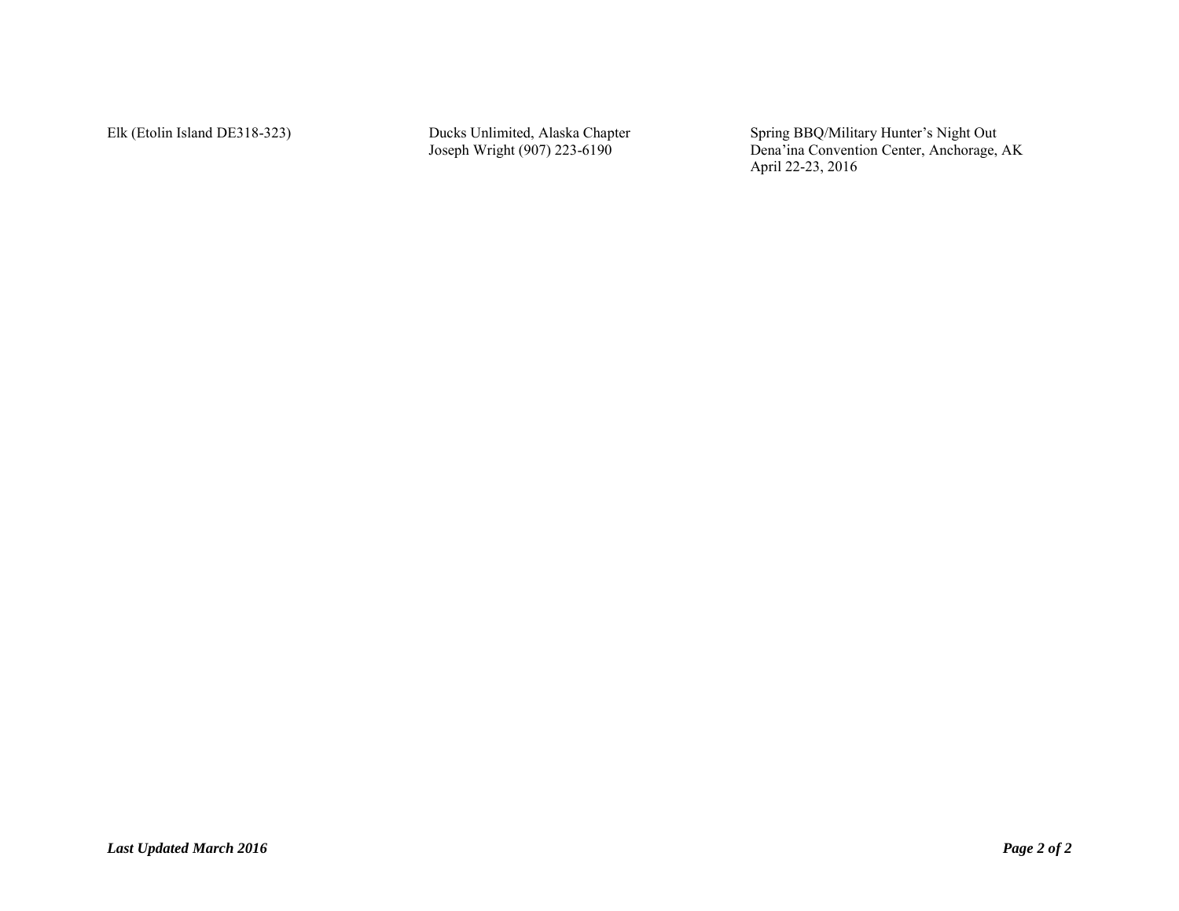| | | |
|---|---|---|
| Elk (Etolin Island DE318-323) | Ducks Unlimited, Alaska Chapter<br>Joseph Wright (907) 223-6190 | Spring BBQ/Military Hunter's Night Out<br>Dena'ina Convention Center, Anchorage, AK<br>April 22-23, 2016 |

***Last Updated March 2016***